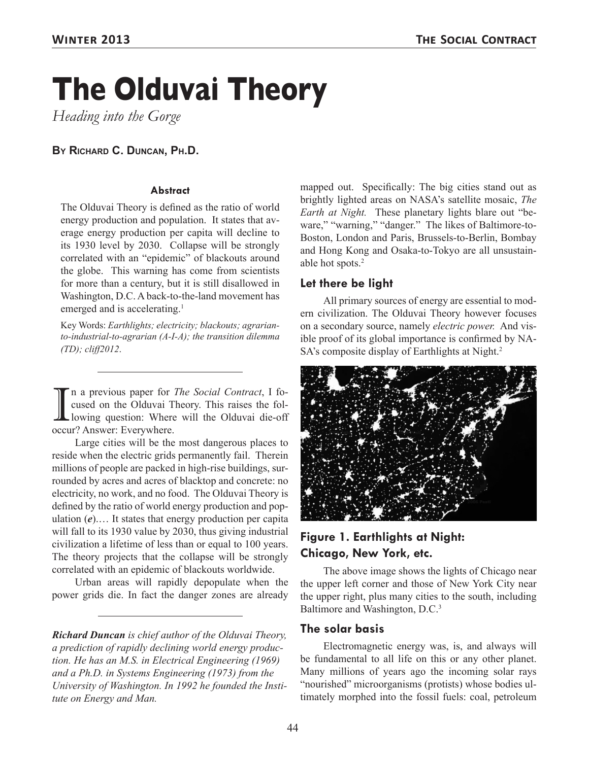# The Olduvai Theory

*Heading into the Gorge*

**By Richard C. Duncan, Ph.D.**

**Abstract**

The Olduvai Theory is defined as the ratio of world energy production and population. It states that average energy production per capita will decline to its 1930 level by 2030. Collapse will be strongly correlated with an "epidemic" of blackouts around the globe. This warning has come from scientists for more than a century, but it is still disallowed in Washington, D.C. A back-to-the-land movement has emerged and is accelerating.[1]

Key Words: *Earthlights; electricity; blackouts; agrarian-to-industrial-to-agrarian (A-I-A); the transition dilemma (TD); cliff2012*.

---

In a previous paper for *The Social Contract*, I focused on the Olduvai Theory. This raises the following question: Where will the Olduvai die-off occur? Answer: Everywhere.

Large cities will be the most dangerous places to reside when the electric grids permanently fail. Therein millions of people are packed in high-rise buildings, surrounded by acres and acres of blacktop and concrete: no electricity, no work, and no food. The Olduvai Theory is defined by the ratio of world energy production and population (***e***).… It states that energy production per capita will fall to its 1930 value by 2030, thus giving industrial civilization a lifetime of less than or equal to 100 years. The theory projects that the collapse will be strongly correlated with an epidemic of blackouts worldwide.

Urban areas will rapidly depopulate when the power grids die. In fact the danger zones are already mapped out. Specifically: The big cities stand out as brightly lighted areas on NASA's satellite mosaic, *The Earth at Night.* These planetary lights blare out "beware," "warning," "danger." The likes of Baltimore-to-Boston, London and Paris, Brussels-to-Berlin, Bombay and Hong Kong and Osaka-to-Tokyo are all unsustainable hot spots.[2]

---

*Richard Duncan is chief author of the Olduvai Theory, a prediction of rapidly declining world energy production. He has an M.S. in Electrical Engineering (1969) and a Ph.D. in Systems Engineering (1973) from the University of Washington. In 1992 he founded the Institute on Energy and Man.*

## Let there be light

All primary sources of energy are essential to modern civilization. The Olduvai Theory however focuses on a secondary source, namely *electric power.* And visible proof of its global importance is confirmed by NASA's composite display of Earthlights at Night.[2]

**Figure 1. Earthlights at Night: Chicago, New York, etc.**

The above image shows the lights of Chicago near the upper left corner and those of New York City near the upper right, plus many cities to the south, including Baltimore and Washington, D.C.[3]

## The solar basis

Electromagnetic energy was, is, and always will be fundamental to all life on this or any other planet. Many millions of years ago the incoming solar rays "nourished" microorganisms (protists) whose bodies ultimately morphed into the fossil fuels: coal, petroleum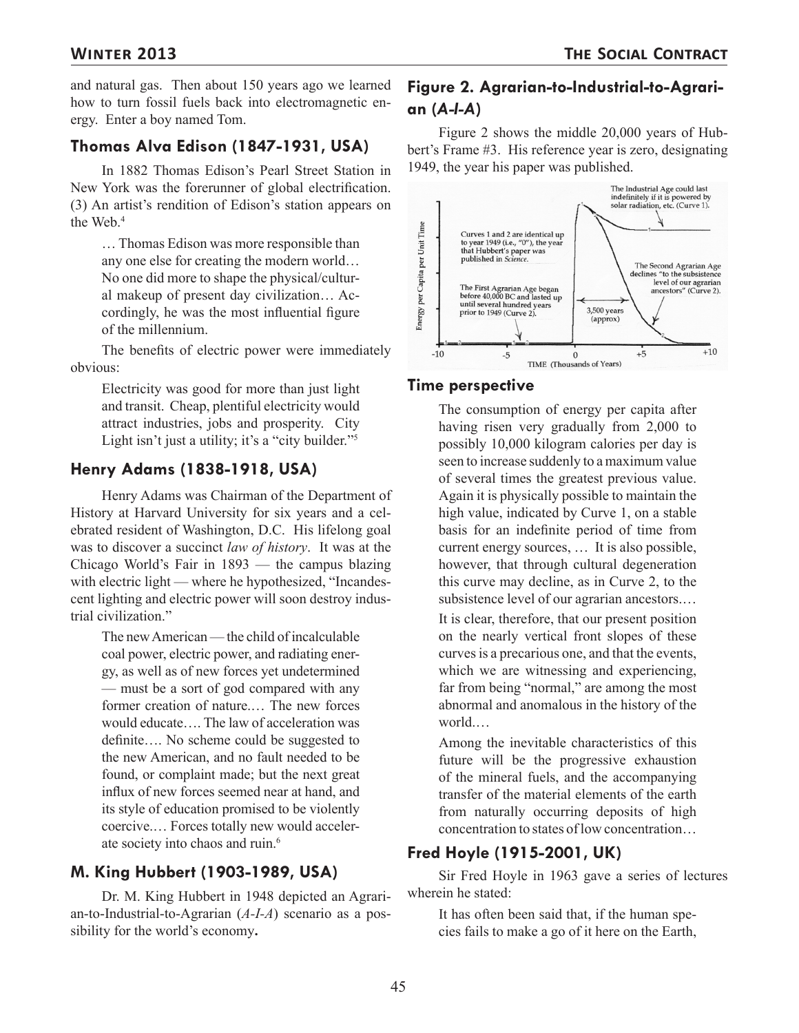and natural gas. Then about 150 years ago we learned how to turn fossil fuels back into electromagnetic energy. Enter a boy named Tom.

## Thomas Alva Edison (1847-1931, USA)

In 1882 Thomas Edison's Pearl Street Station in New York was the forerunner of global electrification. (3) An artist's rendition of Edison's station appears on the Web.[4]

> … Thomas Edison was more responsible than any one else for creating the modern world… No one did more to shape the physical/cultural makeup of present day civilization… Accordingly, he was the most influential figure of the millennium.

The benefits of electric power were immediately obvious:

> Electricity was good for more than just light and transit. Cheap, plentiful electricity would attract industries, jobs and prosperity. City Light isn't just a utility; it's a "city builder."[5]

## Henry Adams (1838-1918, USA)

Henry Adams was Chairman of the Department of History at Harvard University for six years and a celebrated resident of Washington, D.C. His lifelong goal was to discover a succinct *law of history*. It was at the Chicago World's Fair in 1893 — the campus blazing with electric light — where he hypothesized, "Incandescent lighting and electric power will soon destroy industrial civilization."

> The new American — the child of incalculable coal power, electric power, and radiating energy, as well as of new forces yet undetermined — must be a sort of god compared with any former creation of nature.… The new forces would educate…. The law of acceleration was definite…. No scheme could be suggested to the new American, and no fault needed to be found, or complaint made; but the next great influx of new forces seemed near at hand, and its style of education promised to be violently coercive.… Forces totally new would accelerate society into chaos and ruin.[6]

## M. King Hubbert (1903-1989, USA)

Dr. M. King Hubbert in 1948 depicted an Agrarian-to-Industrial-to-Agrarian (*A-I-A*) scenario as a possibility for the world's economy**.**

## Figure 2. Agrarian-to-Industrial-to-Agrarian (*A-I-A*)

Figure 2 shows the middle 20,000 years of Hubbert's Frame #3. His reference year is zero, designating 1949, the year his paper was published.

## Time perspective

> The consumption of energy per capita after having risen very gradually from 2,000 to possibly 10,000 kilogram calories per day is seen to increase suddenly to a maximum value of several times the greatest previous value. Again it is physically possible to maintain the high value, indicated by Curve 1, on a stable basis for an indefinite period of time from current energy sources, … It is also possible, however, that through cultural degeneration this curve may decline, as in Curve 2, to the subsistence level of our agrarian ancestors.…
>
> It is clear, therefore, that our present position on the nearly vertical front slopes of these curves is a precarious one, and that the events, which we are witnessing and experiencing, far from being "normal," are among the most abnormal and anomalous in the history of the world.…
>
> Among the inevitable characteristics of this future will be the progressive exhaustion of the mineral fuels, and the accompanying transfer of the material elements of the earth from naturally occurring deposits of high concentration to states of low concentration…

## Fred Hoyle (1915-2001, UK)

Sir Fred Hoyle in 1963 gave a series of lectures wherein he stated:

> It has often been said that, if the human species fails to make a go of it here on the Earth,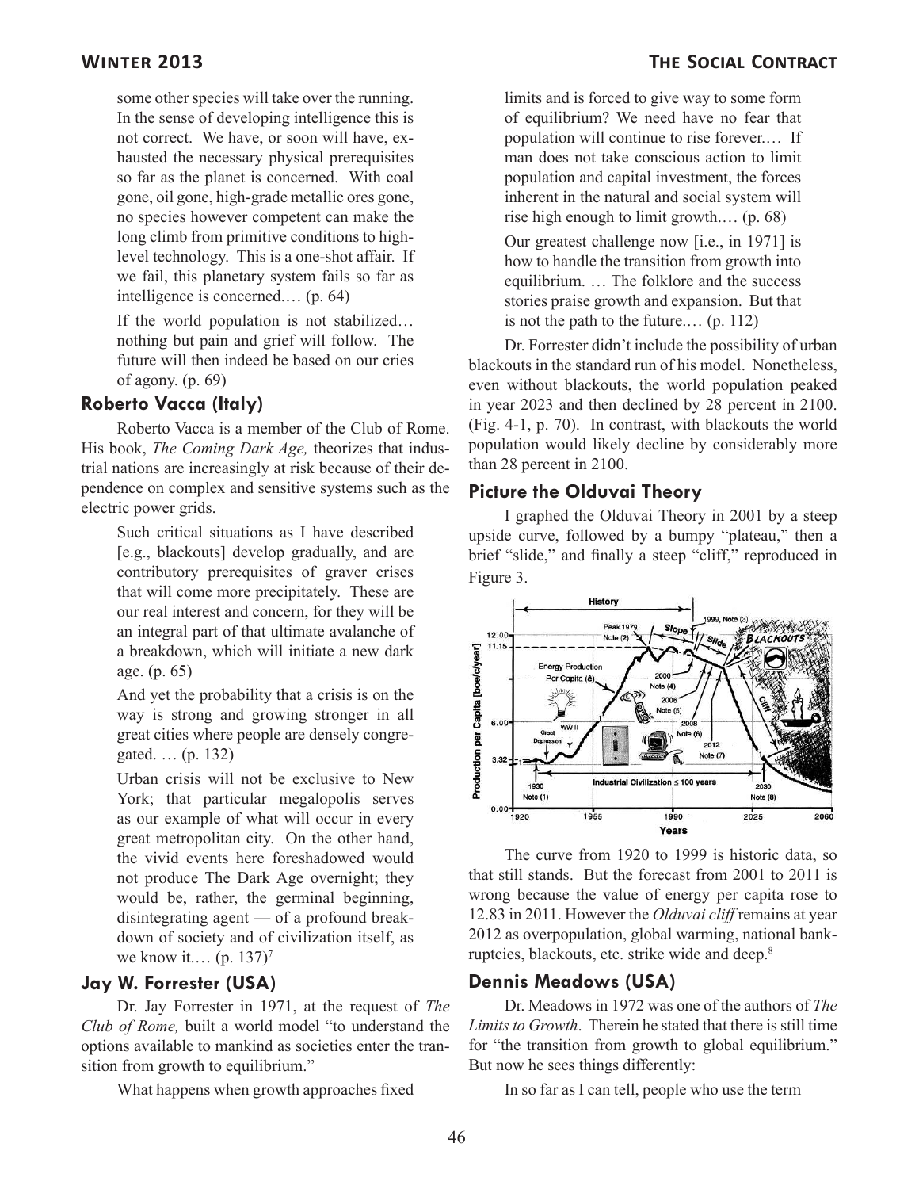some other species will take over the running. In the sense of developing intelligence this is not correct. We have, or soon will have, exhausted the necessary physical prerequisites so far as the planet is concerned. With coal gone, oil gone, high-grade metallic ores gone, no species however competent can make the long climb from primitive conditions to high-level technology. This is a one-shot affair. If we fail, this planetary system fails so far as intelligence is concerned.… (p. 64)

> If the world population is not stabilized… nothing but pain and grief will follow. The future will then indeed be based on our cries of agony. (p. 69)

### Roberto Vacca (Italy)

Roberto Vacca is a member of the Club of Rome. His book, *The Coming Dark Age,* theorizes that industrial nations are increasingly at risk because of their dependence on complex and sensitive systems such as the electric power grids.

> Such critical situations as I have described [e.g., blackouts] develop gradually, and are contributory prerequisites of graver crises that will come more precipitately. These are our real interest and concern, for they will be an integral part of that ultimate avalanche of a breakdown, which will initiate a new dark age. (p. 65)

> And yet the probability that a crisis is on the way is strong and growing stronger in all great cities where people are densely congregated. … (p. 132)

> Urban crisis will not be exclusive to New York; that particular megalopolis serves as our example of what will occur in every great metropolitan city. On the other hand, the vivid events here foreshadowed would not produce The Dark Age overnight; they would be, rather, the germinal beginning, disintegrating agent — of a profound breakdown of society and of civilization itself, as we know it.… (p. 137)[7]

### Jay W. Forrester (USA)

Dr. Jay Forrester in 1971, at the request of *The Club of Rome,* built a world model "to understand the options available to mankind as societies enter the transition from growth to equilibrium."

What happens when growth approaches fixed limits and is forced to give way to some form of equilibrium? We need have no fear that population will continue to rise forever.… If man does not take conscious action to limit population and capital investment, the forces inherent in the natural and social system will rise high enough to limit growth.… (p. 68)

> Our greatest challenge now [i.e., in 1971] is how to handle the transition from growth into equilibrium. … The folklore and the success stories praise growth and expansion. But that is not the path to the future.… (p. 112)

Dr. Forrester didn't include the possibility of urban blackouts in the standard run of his model. Nonetheless, even without blackouts, the world population peaked in year 2023 and then declined by 28 percent in 2100. (Fig. 4-1, p. 70). In contrast, with blackouts the world population would likely decline by considerably more than 28 percent in 2100.

### Picture the Olduvai Theory

I graphed the Olduvai Theory in 2001 by a steep upside curve, followed by a bumpy "plateau," then a brief "slide," and finally a steep "cliff," reproduced in Figure 3.

The curve from 1920 to 1999 is historic data, so that still stands. But the forecast from 2001 to 2011 is wrong because the value of energy per capita rose to 12.83 in 2011. However the *Olduvai cliff* remains at year 2012 as overpopulation, global warming, national bankruptcies, blackouts, etc. strike wide and deep.[8]

### Dennis Meadows (USA)

Dr. Meadows in 1972 was one of the authors of *The Limits to Growth*. Therein he stated that there is still time for "the transition from growth to global equilibrium." But now he sees things differently:

> In so far as I can tell, people who use the term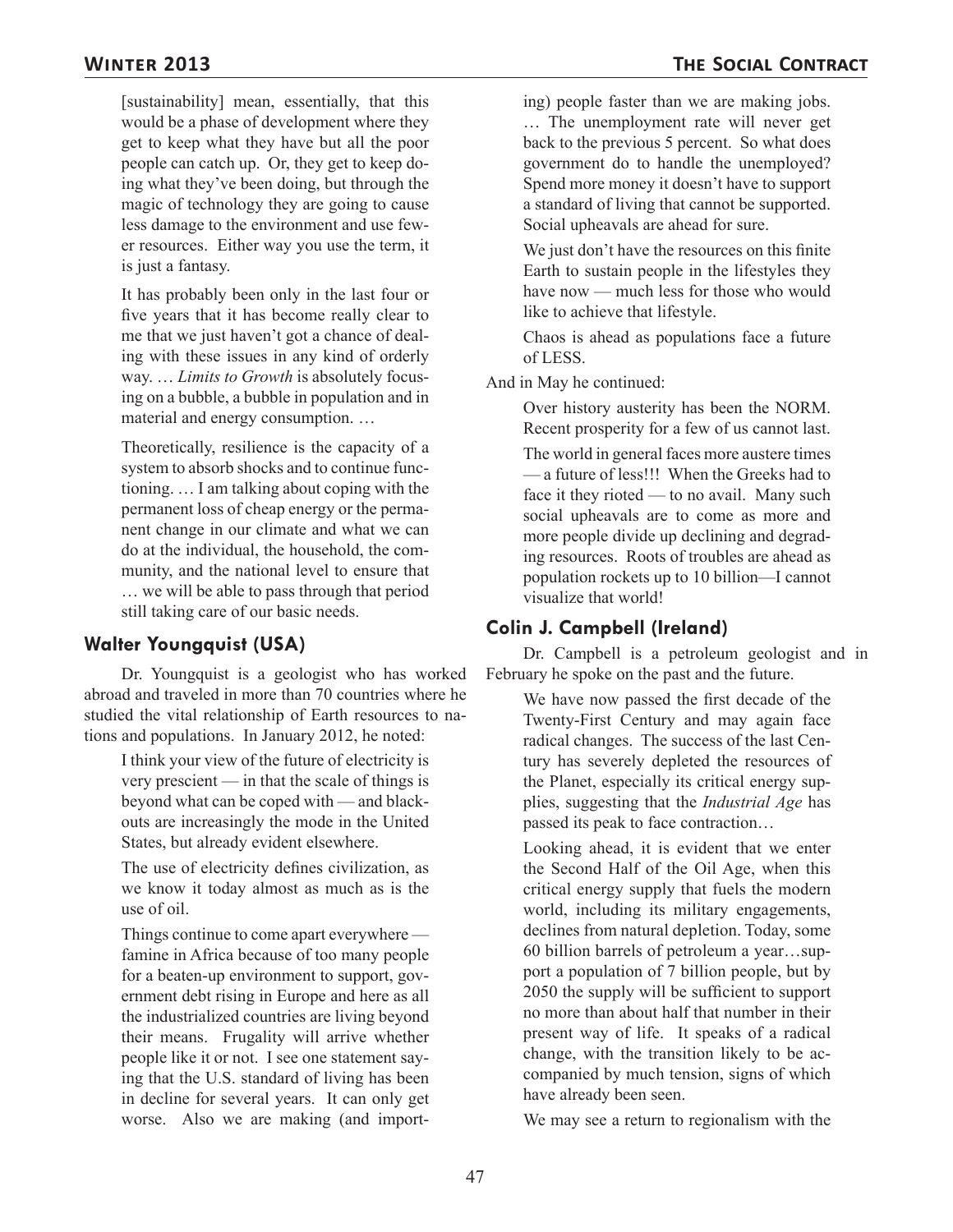[sustainability] mean, essentially, that this would be a phase of development where they get to keep what they have but all the poor people can catch up. Or, they get to keep doing what they've been doing, but through the magic of technology they are going to cause less damage to the environment and use fewer resources. Either way you use the term, it is just a fantasy.

> It has probably been only in the last four or five years that it has become really clear to me that we just haven't got a chance of dealing with these issues in any kind of orderly way. … *Limits to Growth* is absolutely focusing on a bubble, a bubble in population and in material and energy consumption. …
>
> Theoretically, resilience is the capacity of a system to absorb shocks and to continue functioning. … I am talking about coping with the permanent loss of cheap energy or the permanent change in our climate and what we can do at the individual, the household, the community, and the national level to ensure that … we will be able to pass through that period still taking care of our basic needs.

### Walter Youngquist (USA)

Dr. Youngquist is a geologist who has worked abroad and traveled in more than 70 countries where he studied the vital relationship of Earth resources to nations and populations. In January 2012, he noted:

> I think your view of the future of electricity is very prescient — in that the scale of things is beyond what can be coped with — and blackouts are increasingly the mode in the United States, but already evident elsewhere.
>
> The use of electricity defines civilization, as we know it today almost as much as is the use of oil.
>
> Things continue to come apart everywhere — famine in Africa because of too many people for a beaten-up environment to support, government debt rising in Europe and here as all the industrialized countries are living beyond their means. Frugality will arrive whether people like it or not. I see one statement saying that the U.S. standard of living has been in decline for several years. It can only get worse. Also we are making (and importing) people faster than we are making jobs. … The unemployment rate will never get back to the previous 5 percent. So what does government do to handle the unemployed? Spend more money it doesn't have to support a standard of living that cannot be supported. Social upheavals are ahead for sure.
>
> We just don't have the resources on this finite Earth to sustain people in the lifestyles they have now — much less for those who would like to achieve that lifestyle.
>
> Chaos is ahead as populations face a future of LESS.

And in May he continued:

> Over history austerity has been the NORM. Recent prosperity for a few of us cannot last.
>
> The world in general faces more austere times — a future of less!!! When the Greeks had to face it they rioted — to no avail. Many such social upheavals are to come as more and more people divide up declining and degrading resources. Roots of troubles are ahead as population rockets up to 10 billion—I cannot visualize that world!

### Colin J. Campbell (Ireland)

Dr. Campbell is a petroleum geologist and in February he spoke on the past and the future.

> We have now passed the first decade of the Twenty-First Century and may again face radical changes. The success of the last Century has severely depleted the resources of the Planet, especially its critical energy supplies, suggesting that the *Industrial Age* has passed its peak to face contraction…
>
> Looking ahead, it is evident that we enter the Second Half of the Oil Age, when this critical energy supply that fuels the modern world, including its military engagements, declines from natural depletion. Today, some 60 billion barrels of petroleum a year…support a population of 7 billion people, but by 2050 the supply will be sufficient to support no more than about half that number in their present way of life. It speaks of a radical change, with the transition likely to be accompanied by much tension, signs of which have already been seen.
>
> We may see a return to regionalism with the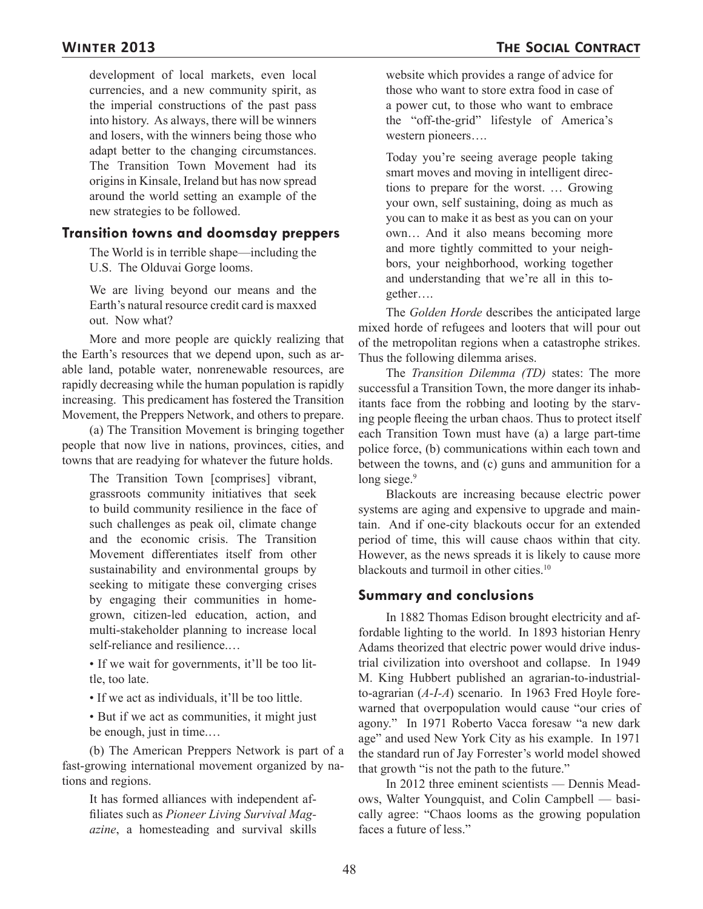development of local markets, even local currencies, and a new community spirit, as the imperial constructions of the past pass into history. As always, there will be winners and losers, with the winners being those who adapt better to the changing circumstances. The Transition Town Movement had its origins in Kinsale, Ireland but has now spread around the world setting an example of the new strategies to be followed.

## Transition towns and doomsday preppers

> The World is in terrible shape—including the U.S. The Olduvai Gorge looms.
>
> We are living beyond our means and the Earth's natural resource credit card is maxxed out. Now what?

More and more people are quickly realizing that the Earth's resources that we depend upon, such as arable land, potable water, nonrenewable resources, are rapidly decreasing while the human population is rapidly increasing. This predicament has fostered the Transition Movement, the Preppers Network, and others to prepare.

(a) The Transition Movement is bringing together people that now live in nations, provinces, cities, and towns that are readying for whatever the future holds.

> The Transition Town [comprises] vibrant, grassroots community initiatives that seek to build community resilience in the face of such challenges as peak oil, climate change and the economic crisis. The Transition Movement differentiates itself from other sustainability and environmental groups by seeking to mitigate these converging crises by engaging their communities in home-grown, citizen-led education, action, and multi-stakeholder planning to increase local self-reliance and resilience.…
>
> • If we wait for governments, it'll be too little, too late.
>
> • If we act as individuals, it'll be too little.
>
> • But if we act as communities, it might just be enough, just in time.…

(b) The American Preppers Network is part of a fast-growing international movement organized by nations and regions.

> It has formed alliances with independent affiliates such as *Pioneer Living Survival Magazine*, a homesteading and survival skills website which provides a range of advice for those who want to store extra food in case of a power cut, to those who want to embrace the "off-the-grid" lifestyle of America's western pioneers….
>
> Today you're seeing average people taking smart moves and moving in intelligent directions to prepare for the worst. … Growing your own, self sustaining, doing as much as you can to make it as best as you can on your own… And it also means becoming more and more tightly committed to your neighbors, your neighborhood, working together and understanding that we're all in this together….

The *Golden Horde* describes the anticipated large mixed horde of refugees and looters that will pour out of the metropolitan regions when a catastrophe strikes. Thus the following dilemma arises.

The *Transition Dilemma (TD)* states: The more successful a Transition Town, the more danger its inhabitants face from the robbing and looting by the starving people fleeing the urban chaos. Thus to protect itself each Transition Town must have (a) a large part-time police force, (b) communications within each town and between the towns, and (c) guns and ammunition for a long siege.[9]

Blackouts are increasing because electric power systems are aging and expensive to upgrade and maintain. And if one-city blackouts occur for an extended period of time, this will cause chaos within that city. However, as the news spreads it is likely to cause more blackouts and turmoil in other cities.[10]

## Summary and conclusions

In 1882 Thomas Edison brought electricity and affordable lighting to the world. In 1893 historian Henry Adams theorized that electric power would drive industrial civilization into overshoot and collapse. In 1949 M. King Hubbert published an agrarian-to-industrial-to-agrarian (*A-I-A*) scenario. In 1963 Fred Hoyle forewarned that overpopulation would cause "our cries of agony." In 1971 Roberto Vacca foresaw "a new dark age" and used New York City as his example. In 1971 the standard run of Jay Forrester's world model showed that growth "is not the path to the future."

In 2012 three eminent scientists — Dennis Meadows, Walter Youngquist, and Colin Campbell — basically agree: "Chaos looms as the growing population faces a future of less."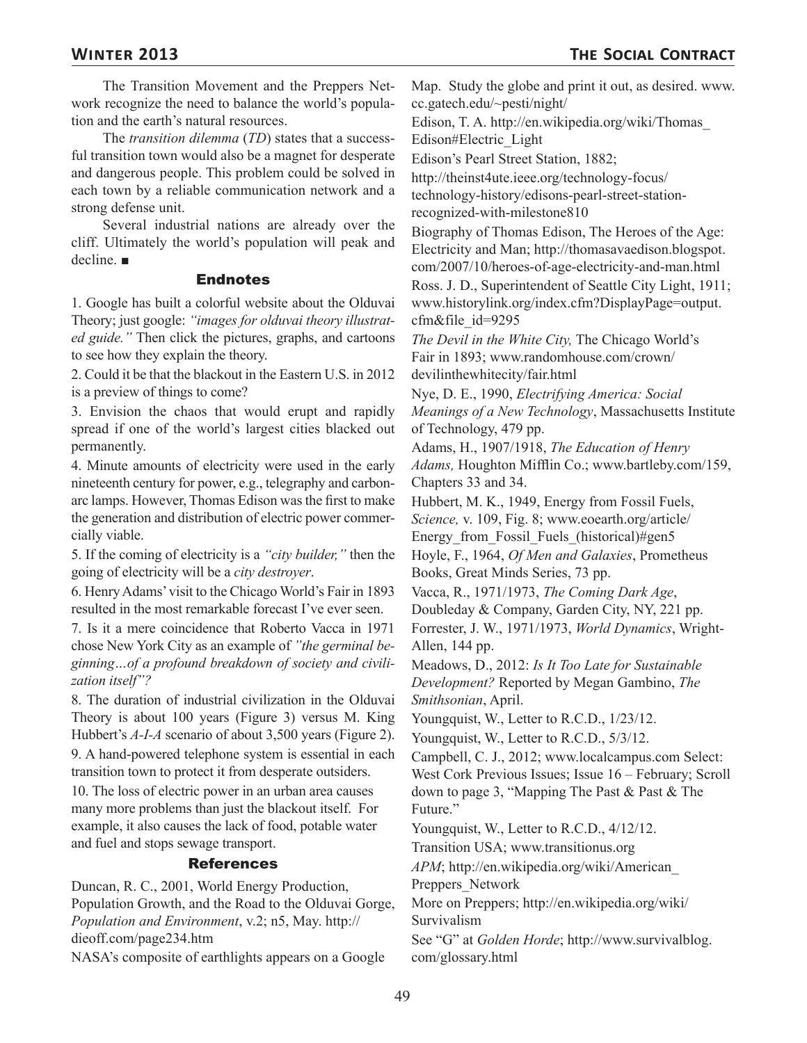The Transition Movement and the Preppers Network recognize the need to balance the world's population and the earth's natural resources.

The *transition dilemma* (*TD*) states that a successful transition town would also be a magnet for desperate and dangerous people. This problem could be solved in each town by a reliable communication network and a strong defense unit.

Several industrial nations are already over the cliff. Ultimately the world's population will peak and decline. ■

## Endnotes

1. Google has built a colorful website about the Olduvai Theory; just google: *"images for olduvai theory illustrated guide."* Then click the pictures, graphs, and cartoons to see how they explain the theory.

2. Could it be that the blackout in the Eastern U.S. in 2012 is a preview of things to come?

3. Envision the chaos that would erupt and rapidly spread if one of the world's largest cities blacked out permanently.

4. Minute amounts of electricity were used in the early nineteenth century for power, e.g., telegraphy and carbon-arc lamps. However, Thomas Edison was the first to make the generation and distribution of electric power commercially viable.

5. If the coming of electricity is a *"city builder,"* then the going of electricity will be a *city destroyer*.

6. Henry Adams' visit to the Chicago World's Fair in 1893 resulted in the most remarkable forecast I've ever seen.

7. Is it a mere coincidence that Roberto Vacca in 1971 chose New York City as an example of *"the germinal beginning…of a profound breakdown of society and civilization itself"?*

8. The duration of industrial civilization in the Olduvai Theory is about 100 years (Figure 3) versus M. King Hubbert's *A-I-A* scenario of about 3,500 years (Figure 2).

9. A hand-powered telephone system is essential in each transition town to protect it from desperate outsiders.

10. The loss of electric power in an urban area causes many more problems than just the blackout itself. For example, it also causes the lack of food, potable water and fuel and stops sewage transport.

## References

Duncan, R. C., 2001, World Energy Production, Population Growth, and the Road to the Olduvai Gorge, *Population and Environment*, v.2; n5, May. http://dieoff.com/page234.htm

NASA's composite of earthlights appears on a Google Map. Study the globe and print it out, as desired. www.cc.gatech.edu/~pesti/night/

Edison, T. A. http://en.wikipedia.org/wiki/Thomas_Edison#Electric_Light

Edison's Pearl Street Station, 1882; http://theinst4ute.ieee.org/technology-focus/technology-history/edisons-pearl-street-station-recognized-with-milestone810

Biography of Thomas Edison, The Heroes of the Age: Electricity and Man; http://thomasavaedison.blogspot.com/2007/10/heroes-of-age-electricity-and-man.html

Ross. J. D., Superintendent of Seattle City Light, 1911; www.historylink.org/index.cfm?DisplayPage=output.cfm&file_id=9295

*The Devil in the White City,* The Chicago World's Fair in 1893; www.randomhouse.com/crown/devilinthewhitecity/fair.html

Nye, D. E., 1990, *Electrifying America: Social Meanings of a New Technology*, Massachusetts Institute of Technology, 479 pp.

Adams, H., 1907/1918, *The Education of Henry Adams,* Houghton Mifflin Co.; www.bartleby.com/159, Chapters 33 and 34.

Hubbert, M. K., 1949, Energy from Fossil Fuels, *Science,* v. 109, Fig. 8; www.eoearth.org/article/Energy_from_Fossil_Fuels_(historical)#gen5

Hoyle, F., 1964, *Of Men and Galaxies*, Prometheus Books, Great Minds Series, 73 pp.

Vacca, R., 1971/1973, *The Coming Dark Age*, Doubleday & Company, Garden City, NY, 221 pp.

Forrester, J. W., 1971/1973, *World Dynamics*, Wright-Allen, 144 pp.

Meadows, D., 2012: *Is It Too Late for Sustainable Development?* Reported by Megan Gambino, *The Smithsonian*, April.

Youngquist, W., Letter to R.C.D., 1/23/12.

Youngquist, W., Letter to R.C.D., 5/3/12.

Campbell, C. J., 2012; www.localcampus.com Select: West Cork Previous Issues; Issue 16 – February; Scroll down to page 3, "Mapping The Past & Past & The Future."

Youngquist, W., Letter to R.C.D., 4/12/12.

Transition USA; www.transitionus.org

*APM*; http://en.wikipedia.org/wiki/American_Preppers_Network

More on Preppers; http://en.wikipedia.org/wiki/Survivalism

See "G" at *Golden Horde*; http://www.survivalblog.com/glossary.html